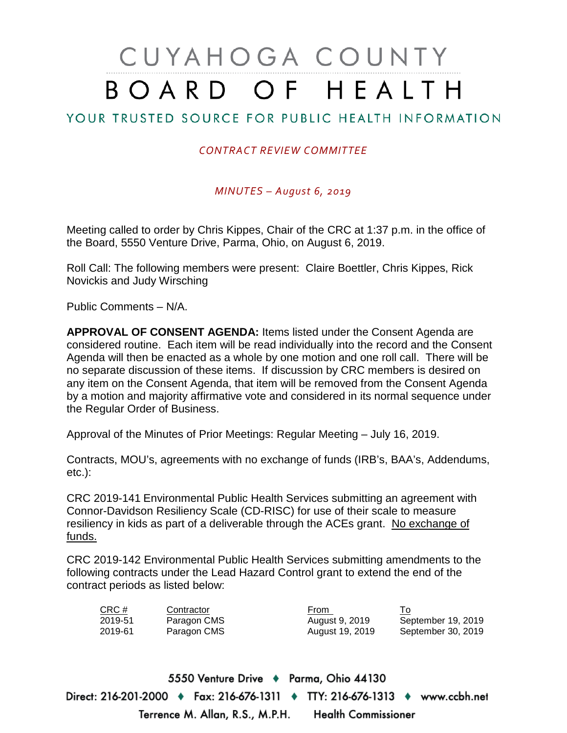# CUYAHOGA COUNTY BOARD OF HEALTH

## YOUR TRUSTED SOURCE FOR PUBLIC HEALTH INFORMATION

*CONTRACT REVIEW COMMITTEE*

*MINUTES – August 6, 2019*

Meeting called to order by Chris Kippes, Chair of the CRC at 1:37 p.m. in the office of the Board, 5550 Venture Drive, Parma, Ohio, on August 6, 2019.

Roll Call: The following members were present: Claire Boettler, Chris Kippes, Rick Novickis and Judy Wirsching

Public Comments – N/A.

**APPROVAL OF CONSENT AGENDA:** Items listed under the Consent Agenda are considered routine. Each item will be read individually into the record and the Consent Agenda will then be enacted as a whole by one motion and one roll call. There will be no separate discussion of these items. If discussion by CRC members is desired on any item on the Consent Agenda, that item will be removed from the Consent Agenda by a motion and majority affirmative vote and considered in its normal sequence under the Regular Order of Business.

Approval of the Minutes of Prior Meetings: Regular Meeting – July 16, 2019.

Contracts, MOU's, agreements with no exchange of funds (IRB's, BAA's, Addendums, etc.):

CRC 2019-141 Environmental Public Health Services submitting an agreement with Connor-Davidson Resiliency Scale (CD-RISC) for use of their scale to measure resiliency in kids as part of a deliverable through the ACEs grant. No exchange of funds.

CRC 2019-142 Environmental Public Health Services submitting amendments to the following contracts under the Lead Hazard Control grant to extend the end of the contract periods as listed below:

| CRC # | Contractor | From | To |
|---|---|---|---|
| 2019-51 | Paragon CMS | August 9, 2019 | September 19, 2019 |
| 2019-61 | Paragon CMS | August 19, 2019 | September 30, 2019 |

5550 Venture Drive ♦ Parma, Ohio 44130
Direct: 216-201-2000 ♦ Fax: 216-676-1311 ♦ TTY: 216-676-1313 ♦ www.ccbh.net
Terrence M. Allan, R.S., M.P.H. Health Commissioner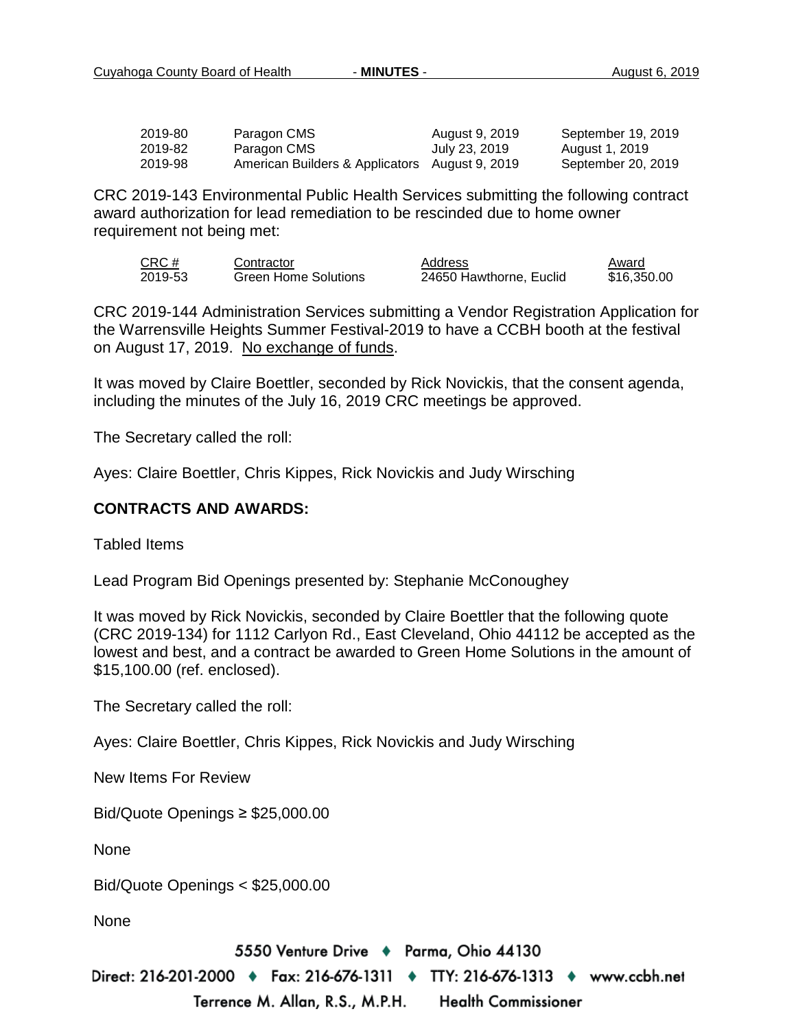| | | | |
|---|---|---|---|
| 2019-80 | Paragon CMS | August 9, 2019 | September 19, 2019 |
| 2019-82 | Paragon CMS | July 23, 2019 | August 1, 2019 |
| 2019-98 | American Builders & Applicators | August 9, 2019 | September 20, 2019 |

CRC 2019-143 Environmental Public Health Services submitting the following contract award authorization for lead remediation to be rescinded due to home owner requirement not being met:

| CRC # | Contractor | Address | Award |
|---|---|---|---|
| 2019-53 | Green Home Solutions | 24650 Hawthorne, Euclid | $16,350.00 |

CRC 2019-144 Administration Services submitting a Vendor Registration Application for the Warrensville Heights Summer Festival-2019 to have a CCBH booth at the festival on August 17, 2019. No exchange of funds.

It was moved by Claire Boettler, seconded by Rick Novickis, that the consent agenda, including the minutes of the July 16, 2019 CRC meetings be approved.

The Secretary called the roll:

Ayes: Claire Boettler, Chris Kippes, Rick Novickis and Judy Wirsching

**CONTRACTS AND AWARDS:**

Tabled Items

Lead Program Bid Openings presented by: Stephanie McConoughey

It was moved by Rick Novickis, seconded by Claire Boettler that the following quote (CRC 2019-134) for 1112 Carlyon Rd., East Cleveland, Ohio 44112 be accepted as the lowest and best, and a contract be awarded to Green Home Solutions in the amount of $15,100.00 (ref. enclosed).

The Secretary called the roll:

Ayes: Claire Boettler, Chris Kippes, Rick Novickis and Judy Wirsching

New Items For Review

Bid/Quote Openings ≥ $25,000.00

None

Bid/Quote Openings < $25,000.00

None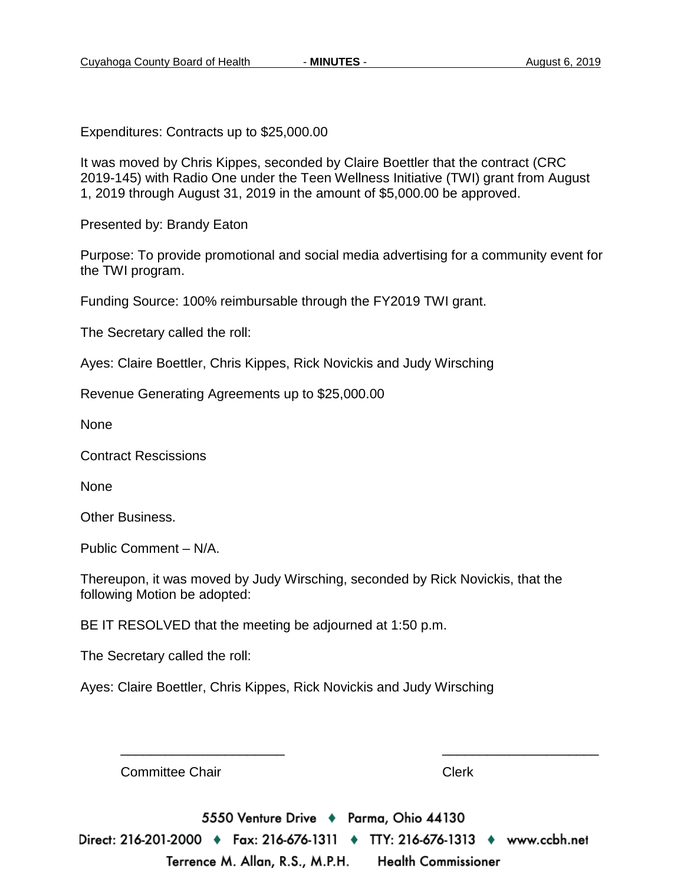Expenditures: Contracts up to $25,000.00

It was moved by Chris Kippes, seconded by Claire Boettler that the contract (CRC 2019-145) with Radio One under the Teen Wellness Initiative (TWI) grant from August 1, 2019 through August 31, 2019 in the amount of $5,000.00 be approved.

Presented by: Brandy Eaton

Purpose: To provide promotional and social media advertising for a community event for the TWI program.

Funding Source: 100% reimbursable through the FY2019 TWI grant.

The Secretary called the roll:

Ayes: Claire Boettler, Chris Kippes, Rick Novickis and Judy Wirsching

Revenue Generating Agreements up to $25,000.00

None

Contract Rescissions

None

Other Business.

Public Comment – N/A.

Thereupon, it was moved by Judy Wirsching, seconded by Rick Novickis, that the following Motion be adopted:

BE IT RESOLVED that the meeting be adjourned at 1:50 p.m.

The Secretary called the roll:

Ayes: Claire Boettler, Chris Kippes, Rick Novickis and Judy Wirsching

_______________________ _______________________

Committee Chair Clerk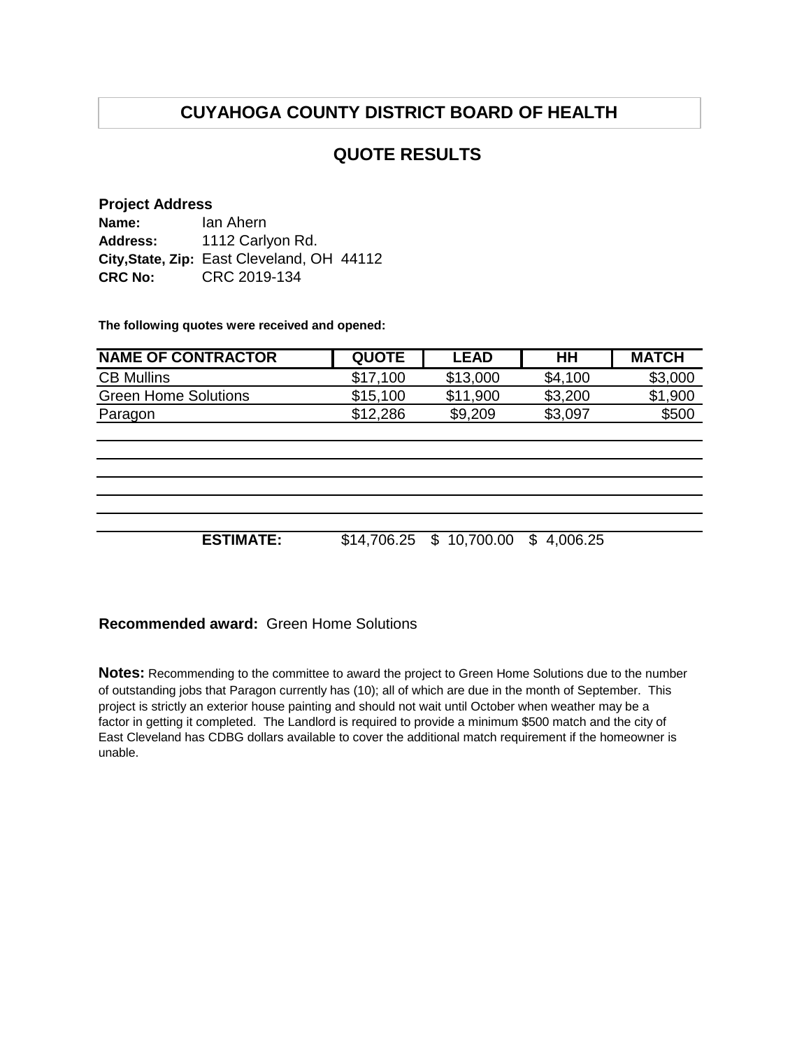# CUYAHOGA COUNTY DISTRICT BOARD OF HEALTH

## QUOTE RESULTS

**Project Address**

**Name:** Ian Ahern
**Address:** 1112 Carlyon Rd.
**City,State, Zip:** East Cleveland, OH 44112
**CRC No:** CRC 2019-134

**The following quotes were received and opened:**

| NAME OF CONTRACTOR | QUOTE | LEAD | HH | MATCH |
|---|---|---|---|---|
| CB Mullins | $17,100 | $13,000 | $4,100 | $3,000 |
| Green Home Solutions | $15,100 | $11,900 | $3,200 | $1,900 |
| Paragon | $12,286 | $9,209 | $3,097 | $500 |
| | | | | |
| | | | | |
| | | | | |
| | | | | |
| | | | | |
| **ESTIMATE:** | $14,706.25 | $ 10,700.00 | $ 4,006.25 | |

**Recommended award:** Green Home Solutions

**Notes:** Recommending to the committee to award the project to Green Home Solutions due to the number of outstanding jobs that Paragon currently has (10); all of which are due in the month of September. This project is strictly an exterior house painting and should not wait until October when weather may be a factor in getting it completed. The Landlord is required to provide a minimum $500 match and the city of East Cleveland has CDBG dollars available to cover the additional match requirement if the homeowner is unable.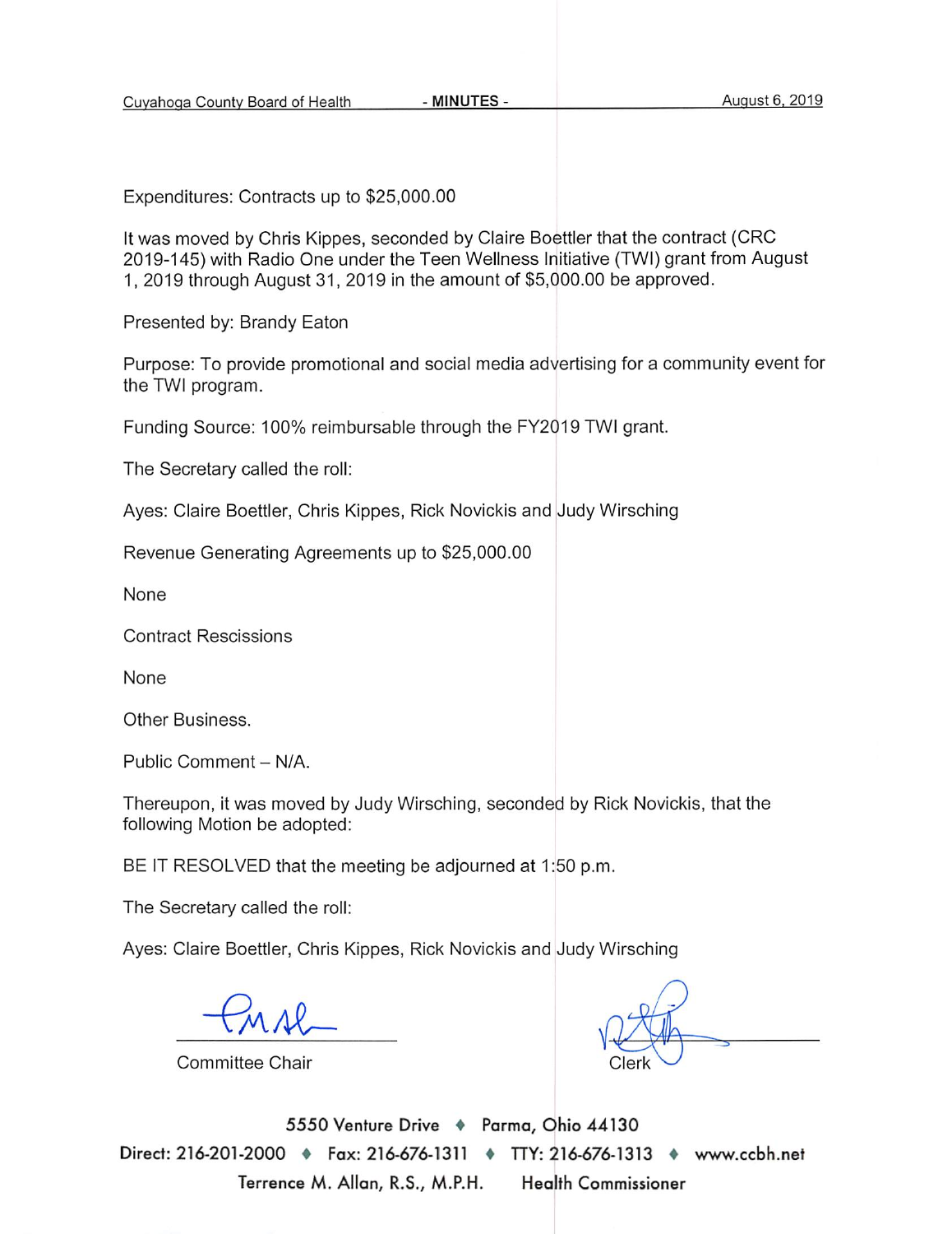Expenditures: Contracts up to $25,000.00

It was moved by Chris Kippes, seconded by Claire Boettler that the contract (CRC 2019-145) with Radio One under the Teen Wellness Initiative (TWI) grant from August 1, 2019 through August 31, 2019 in the amount of $5,000.00 be approved.

Presented by: Brandy Eaton

Purpose: To provide promotional and social media advertising for a community event for the TWI program.

Funding Source: 100% reimbursable through the FY2019 TWI grant.

The Secretary called the roll:

Ayes: Claire Boettler, Chris Kippes, Rick Novickis and Judy Wirsching

Revenue Generating Agreements up to $25,000.00

None

Contract Rescissions

None

Other Business.

Public Comment – N/A.

Thereupon, it was moved by Judy Wirsching, seconded by Rick Novickis, that the following Motion be adopted:

BE IT RESOLVED that the meeting be adjourned at 1:50 p.m.

The Secretary called the roll:

Ayes: Claire Boettler, Chris Kippes, Rick Novickis and Judy Wirsching

Committee Chair

Clerk